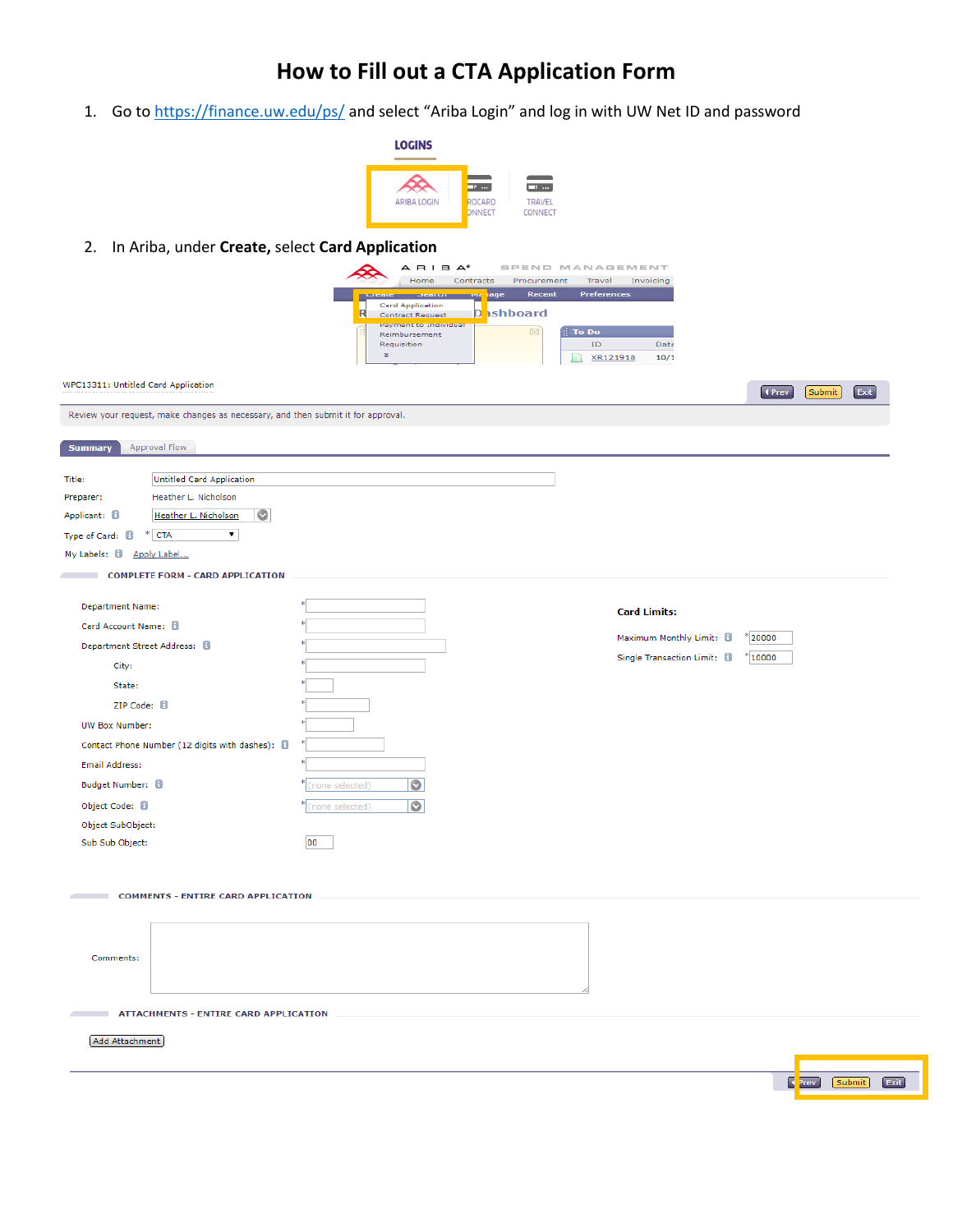# How to Fill out a CTA Application Form

1. Go to https://finance.uw.edu/ps/ and select "Ariba Login" and log in with UW Net ID and password

2. In Ariba, under **Create,** select **Card Application**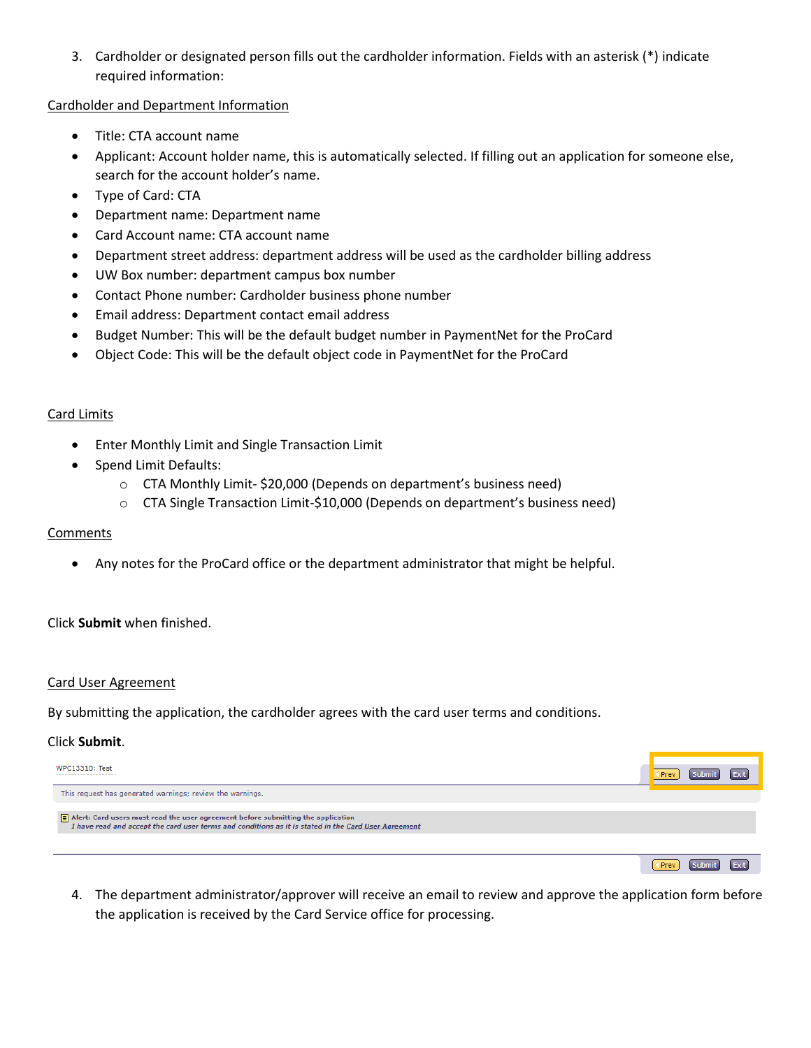3. Cardholder or designated person fills out the cardholder information. Fields with an asterisk (*) indicate required information:

<u>Cardholder and Department Information</u>

- Title: CTA account name
- Applicant: Account holder name, this is automatically selected. If filling out an application for someone else, search for the account holder's name.
- Type of Card: CTA
- Department name: Department name
- Card Account name: CTA account name
- Department street address: department address will be used as the cardholder billing address
- UW Box number: department campus box number
- Contact Phone number: Cardholder business phone number
- Email address: Department contact email address
- Budget Number: This will be the default budget number in PaymentNet for the ProCard
- Object Code: This will be the default object code in PaymentNet for the ProCard

<u>Card Limits</u>

- Enter Monthly Limit and Single Transaction Limit
- Spend Limit Defaults:
  - CTA Monthly Limit- $20,000 (Depends on department's business need)
  - CTA Single Transaction Limit-$10,000 (Depends on department's business need)

<u>Comments</u>

- Any notes for the ProCard office or the department administrator that might be helpful.

Click **Submit** when finished.

<u>Card User Agreement</u>

By submitting the application, the cardholder agrees with the card user terms and conditions.

Click **Submit**.

WPC13310: Test

Prev Submit Exit

This request has generated warnings; review the warnings.

Alert: Card users must read the user agreement before submitting the application
*I have read and accept the card user terms and conditions as it is stated in the Card User Agreement*

Prev Submit Exit

4. The department administrator/approver will receive an email to review and approve the application form before the application is received by the Card Service office for processing.